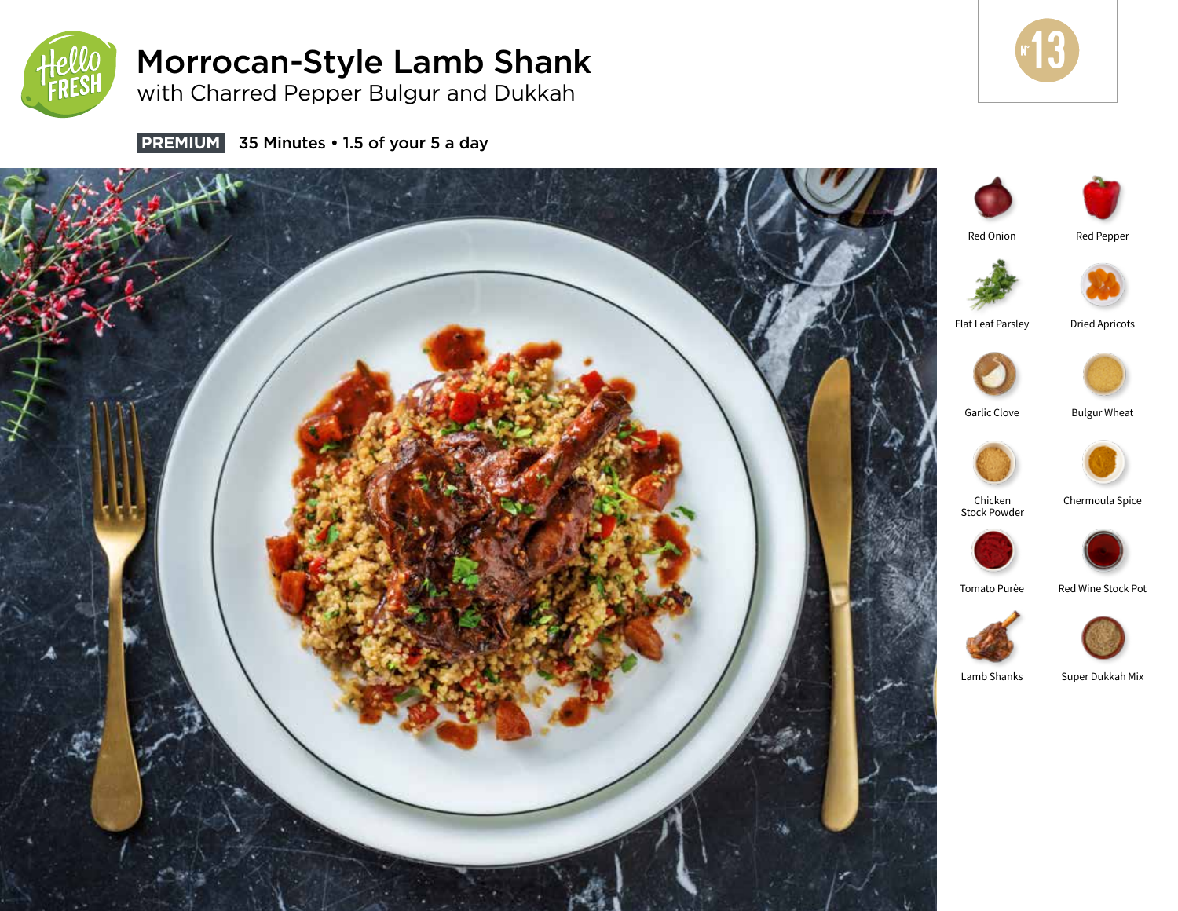# Morrocan-Style Lamb Shank

## with Charred Pepper Bulgur and Dukkah

**PREMIUM** 35 Minutes • 1.5 of your 5 a day

N° 13

- Red Onion
- Red Pepper
- Flat Leaf Parsley
- Dried Apricots
- Garlic Clove
- Bulgur Wheat
- Chicken Stock Powder
- Chermoula Spice
- Tomato Purèe
- Red Wine Stock Pot
- Lamb Shanks
- Super Dukkah Mix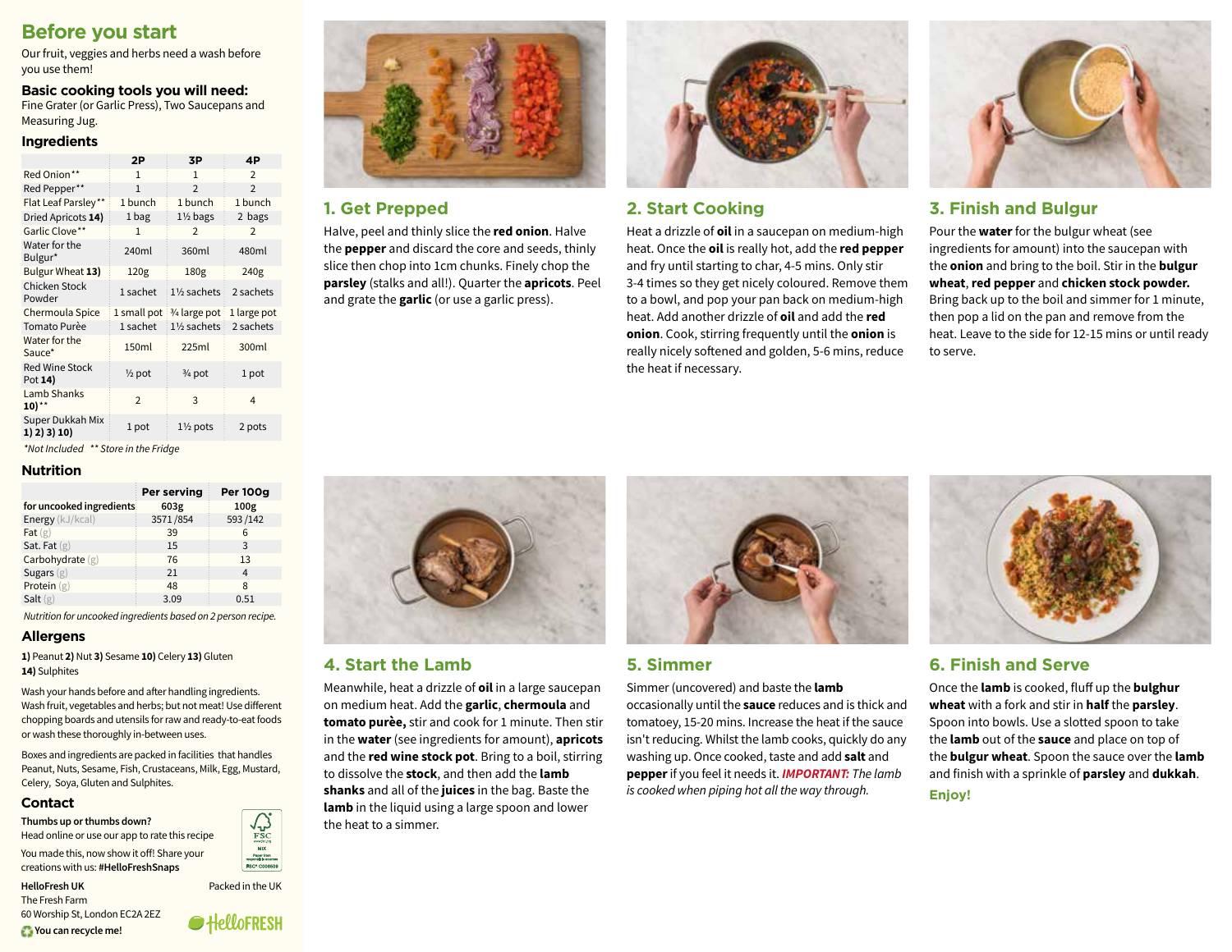## Before you start

Our fruit, veggies and herbs need a wash before you use them!

### Basic cooking tools you will need:

Fine Grater (or Garlic Press), Two Saucepans and Measuring Jug.

### Ingredients

| | 2P | 3P | 4P |
|---|---|---|---|
| Red Onion** | 1 | 1 | 2 |
| Red Pepper** | 1 | 2 | 2 |
| Flat Leaf Parsley** | 1 bunch | 1 bunch | 1 bunch |
| Dried Apricots **14)** | 1 bag | 1½ bags | 2 bags |
| Garlic Clove** | 1 | 2 | 2 |
| Water for the Bulgur* | 240ml | 360ml | 480ml |
| Bulgur Wheat **13)** | 120g | 180g | 240g |
| Chicken Stock Powder | 1 sachet | 1½ sachets | 2 sachets |
| Chermoula Spice | 1 small pot | ¾ large pot | 1 large pot |
| Tomato Purèe | 1 sachet | 1½ sachets | 2 sachets |
| Water for the Sauce* | 150ml | 225ml | 300ml |
| Red Wine Stock Pot **14)** | ½ pot | ¾ pot | 1 pot |
| Lamb Shanks **10)**** | 2 | 3 | 4 |
| Super Dukkah Mix **1) 2) 3) 10)** | 1 pot | 1½ pots | 2 pots |

*\*Not Included \*\* Store in the Fridge*

### Nutrition

| | Per serving | Per 100g |
|---|---|---|
| for uncooked ingredients | 603g | 100g |
| Energy (kJ/kcal) | 3571 /854 | 593 /142 |
| Fat (g) | 39 | 6 |
| Sat. Fat (g) | 15 | 3 |
| Carbohydrate (g) | 76 | 13 |
| Sugars (g) | 21 | 4 |
| Protein (g) | 48 | 8 |
| Salt (g) | 3.09 | 0.51 |

*Nutrition for uncooked ingredients based on 2 person recipe.*

### Allergens

**1)** Peanut **2)** Nut **3)** Sesame **10)** Celery **13)** Gluten **14)** Sulphites

Wash your hands before and after handling ingredients. Wash fruit, vegetables and herbs; but not meat! Use different chopping boards and utensils for raw and ready-to-eat foods or wash these thoroughly in-between uses.

Boxes and ingredients are packed in facilities that handles Peanut, Nuts, Sesame, Fish, Crustaceans, Milk, Egg, Mustard, Celery, Soya, Gluten and Sulphites.

### Contact

**Thumbs up or thumbs down?**
Head online or use our app to rate this recipe

You made this, now show it off! Share your creations with us: **#HelloFreshSnaps**

**HelloFresh UK**
The Fresh Farm
60 Worship St, London EC2A 2EZ

Packed in the UK

**You can recycle me!**

## 1. Get Prepped

Halve, peel and thinly slice the **red onion**. Halve the **pepper** and discard the core and seeds, thinly slice then chop into 1cm chunks. Finely chop the **parsley** (stalks and all!). Quarter the **apricots**. Peel and grate the **garlic** (or use a garlic press).

## 2. Start Cooking

Heat a drizzle of **oil** in a saucepan on medium-high heat. Once the **oil** is really hot, add the **red pepper** and fry until starting to char, 4-5 mins. Only stir 3-4 times so they get nicely coloured. Remove them to a bowl, and pop your pan back on medium-high heat. Add another drizzle of **oil** and add the **red onion**. Cook, stirring frequently until the **onion** is really nicely softened and golden, 5-6 mins, reduce the heat if necessary.

## 3. Finish and Bulgur

Pour the **water** for the bulgur wheat (see ingredients for amount) into the saucepan with the **onion** and bring to the boil. Stir in the **bulgur wheat**, **red pepper** and **chicken stock powder.** Bring back up to the boil and simmer for 1 minute, then pop a lid on the pan and remove from the heat. Leave to the side for 12-15 mins or until ready to serve.

## 4. Start the Lamb

Meanwhile, heat a drizzle of **oil** in a large saucepan on medium heat. Add the **garlic**, **chermoula** and **tomato purèe,** stir and cook for 1 minute. Then stir in the **water** (see ingredients for amount), **apricots** and the **red wine stock pot**. Bring to a boil, stirring to dissolve the **stock**, and then add the **lamb shanks** and all of the **juices** in the bag. Baste the **lamb** in the liquid using a large spoon and lower the heat to a simmer.

## 5. Simmer

Simmer (uncovered) and baste the **lamb** occasionally until the **sauce** reduces and is thick and tomatoey, 15-20 mins. Increase the heat if the sauce isn't reducing. Whilst the lamb cooks, quickly do any washing up. Once cooked, taste and add **salt** and **pepper** if you feel it needs it. ***IMPORTANT:*** *The lamb is cooked when piping hot all the way through.*

## 6. Finish and Serve

Once the **lamb** is cooked, fluff up the **bulghur wheat** with a fork and stir in **half** the **parsley**. Spoon into bowls. Use a slotted spoon to take the **lamb** out of the **sauce** and place on top of the **bulgur wheat**. Spoon the sauce over the **lamb** and finish with a sprinkle of **parsley** and **dukkah**.

**Enjoy!**